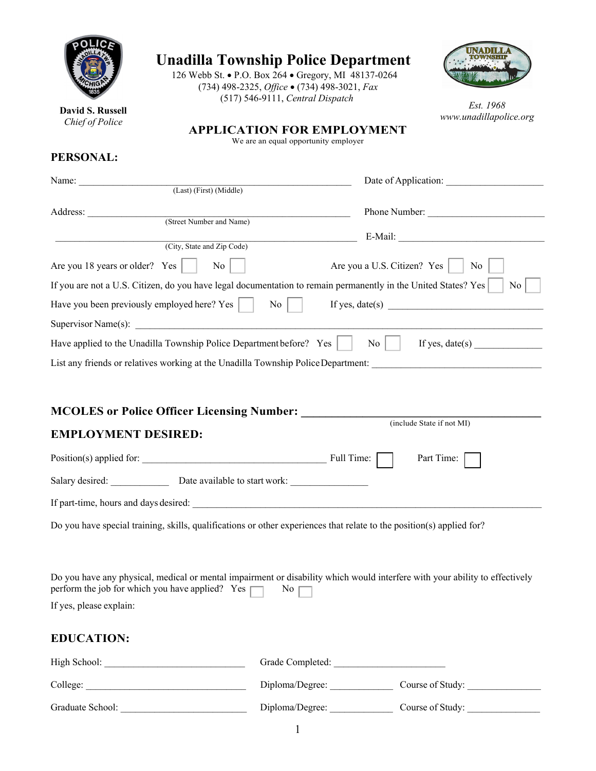David S. Russell
*Chief of Police*

# Unadilla Township Police Department

126 Webb St. • P.O. Box 264 • Gregory, MI 48137-0264
(734) 498-2325, *Office* • (734) 498-3021, *Fax*
(517) 546-9111, *Central Dispatch*

*Est. 1968*
*www.unadillapolice.org*

## APPLICATION FOR EMPLOYMENT

We are an equal opportunity employer

### PERSONAL:

Name: ______________________________________________ Date of Application: ____________________
(Last) (First) (Middle)

Address: ______________________________________________ Phone Number: ________________________
(Street Number and Name)

______________________________________________ E-Mail: ________________________________
(City, State and Zip Code)

Are you 18 years or older? Yes ☐ No ☐ Are you a U.S. Citizen? Yes ☐ No ☐

If you are not a U.S. Citizen, do you have legal documentation to remain permanently in the United States? Yes ☐ No ☐

Have you been previously employed here? Yes ☐ No ☐ If yes, date(s) ________________________________

Supervisor Name(s): ______________________________________________________________________________

Have applied to the Unadilla Township Police Department before? Yes ☐ No ☐ If yes, date(s) ______________

List any friends or relatives working at the Unadilla Township Police Department: ________________________________

### MCOLES or Police Officer Licensing Number: ________________________________________
(include State if not MI)

### EMPLOYMENT DESIRED:

Position(s) applied for: ____________________________________ Full Time: ☐ Part Time: ☐

Salary desired: ____________ Date available to start work: _______________

If part-time, hours and days desired: ______________________________________________________________________

Do you have special training, skills, qualifications or other experiences that relate to the position(s) applied for?

Do you have any physical, medical or mental impairment or disability which would interfere with your ability to effectively perform the job for which you have applied? Yes ☐ No ☐

If yes, please explain:

### EDUCATION:

High School: ____________________________ Grade Completed: ______________________

College: ________________________________ Diploma/Degree: _____________ Course of Study: _______________

Graduate School: _________________________ Diploma/Degree: _____________ Course of Study: _______________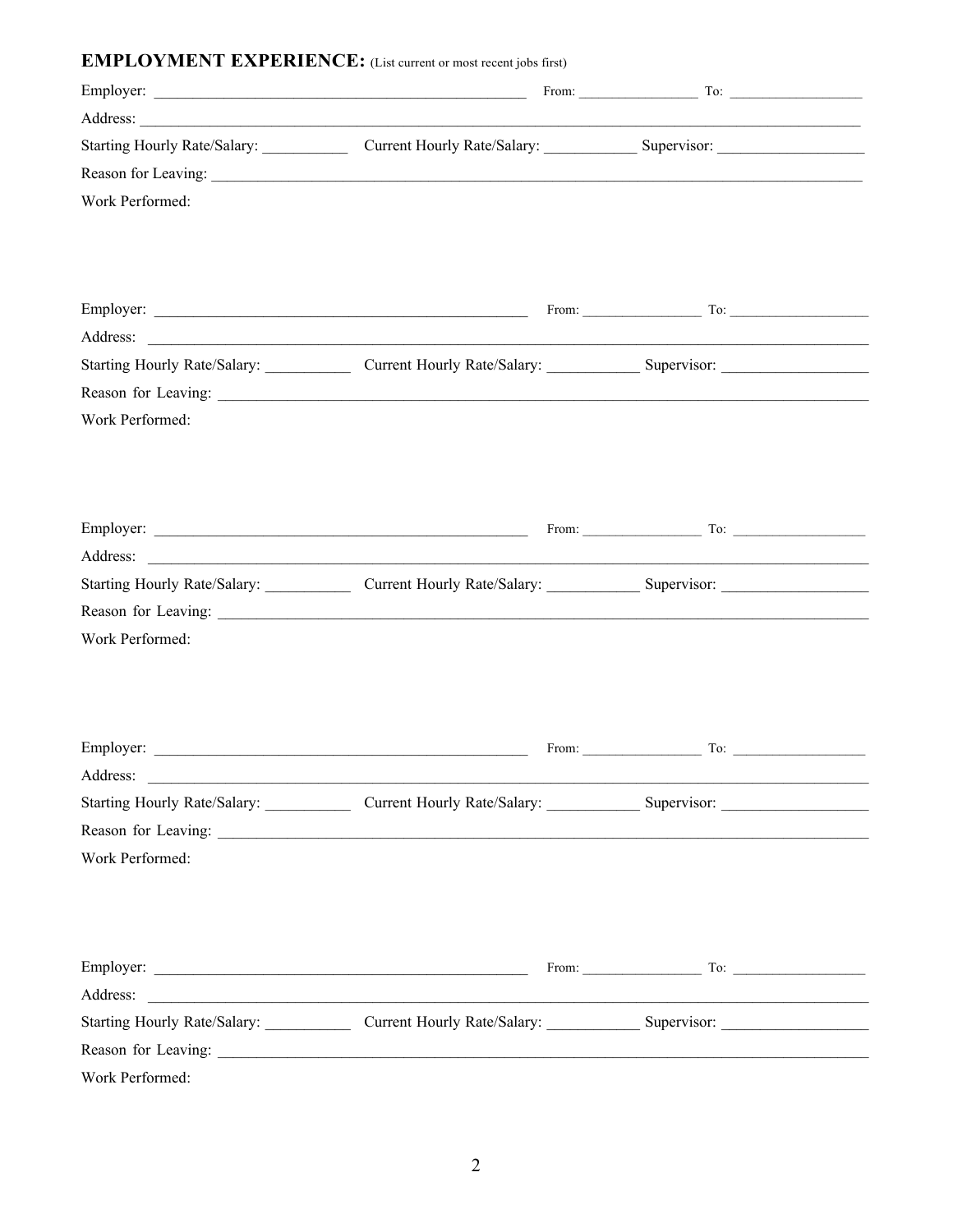**EMPLOYMENT EXPERIENCE:** (List current or most recent jobs first)

Employer: ______________________________________________ From: ________________ To: __________________

Address: ______________________________________________________________________________________

Starting Hourly Rate/Salary: ___________ Current Hourly Rate/Salary: ___________ Supervisor: __________________

Reason for Leaving: _____________________________________________________________________________

Work Performed:

Employer: ______________________________________________ From: ________________ To: __________________

Address: ______________________________________________________________________________________

Starting Hourly Rate/Salary: ___________ Current Hourly Rate/Salary: ___________ Supervisor: __________________

Reason for Leaving: _____________________________________________________________________________

Work Performed:

Employer: ______________________________________________ From: ________________ To: __________________

Address: ______________________________________________________________________________________

Starting Hourly Rate/Salary: ___________ Current Hourly Rate/Salary: ___________ Supervisor: __________________

Reason for Leaving: _____________________________________________________________________________

Work Performed:

Employer: ______________________________________________ From: ________________ To: __________________

Address: ______________________________________________________________________________________

Starting Hourly Rate/Salary: ___________ Current Hourly Rate/Salary: ___________ Supervisor: __________________

Reason for Leaving: _____________________________________________________________________________

Work Performed:

Employer: ______________________________________________ From: ________________ To: __________________

Address: ______________________________________________________________________________________

Starting Hourly Rate/Salary: ___________ Current Hourly Rate/Salary: ___________ Supervisor: __________________

Reason for Leaving: _____________________________________________________________________________

Work Performed: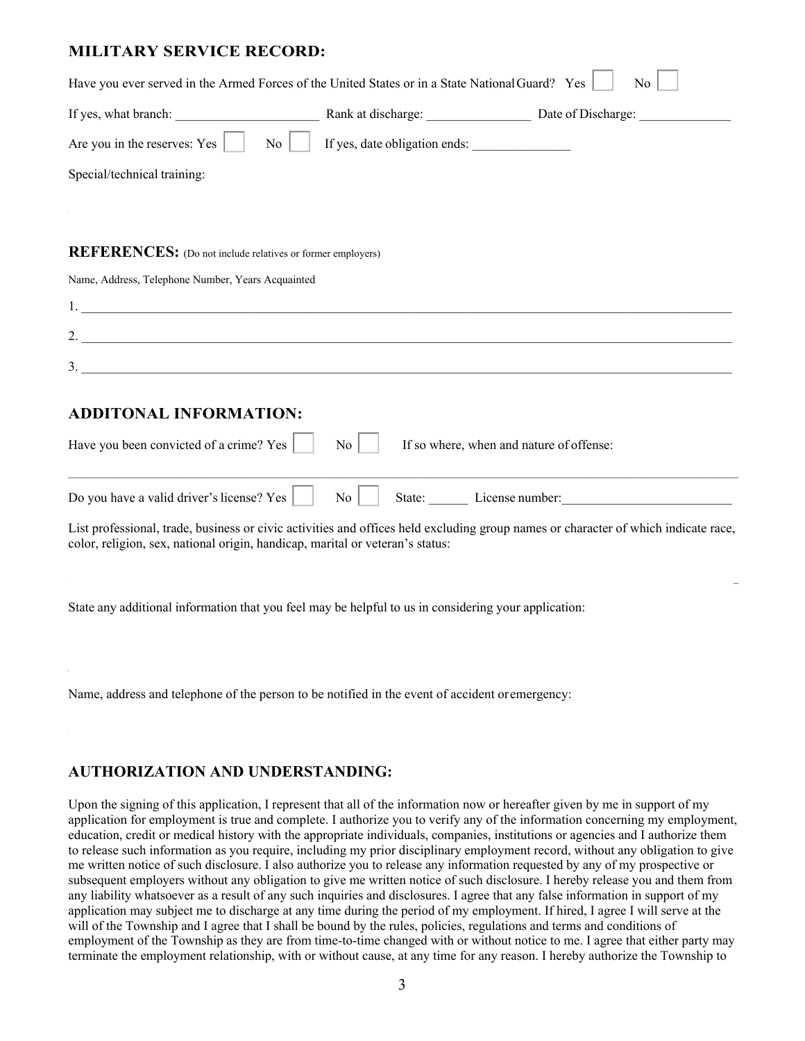## MILITARY SERVICE RECORD:

Have you ever served in the Armed Forces of the United States or in a State National Guard? Yes ☐ No ☐

If yes, what branch: ______________________ Rank at discharge: ________________ Date of Discharge: ______________

Are you in the reserves: Yes ☐ No ☐ If yes, date obligation ends: _______________

Special/technical training:

## REFERENCES: (Do not include relatives or former employers)

Name, Address, Telephone Number, Years Acquainted

1. ____________________________________________________________________________________________

2. ____________________________________________________________________________________________

3. ____________________________________________________________________________________________

## ADDITONAL INFORMATION:

Have you been convicted of a crime? Yes ☐ No ☐ If so where, when and nature of offense:

______________________________________________________________________________________________

Do you have a valid driver's license? Yes ☐ No ☐ State: ______ License number:_________________________

List professional, trade, business or civic activities and offices held excluding group names or character of which indicate race, color, religion, sex, national origin, handicap, marital or veteran's status:

State any additional information that you feel may be helpful to us in considering your application:

Name, address and telephone of the person to be notified in the event of accident or emergency:

## AUTHORIZATION AND UNDERSTANDING:

Upon the signing of this application, I represent that all of the information now or hereafter given by me in support of my application for employment is true and complete. I authorize you to verify any of the information concerning my employment, education, credit or medical history with the appropriate individuals, companies, institutions or agencies and I authorize them to release such information as you require, including my prior disciplinary employment record, without any obligation to give me written notice of such disclosure. I also authorize you to release any information requested by any of my prospective or subsequent employers without any obligation to give me written notice of such disclosure. I hereby release you and them from any liability whatsoever as a result of any such inquiries and disclosures. I agree that any false information in support of my application may subject me to discharge at any time during the period of my employment. If hired, I agree I will serve at the will of the Township and I agree that I shall be bound by the rules, policies, regulations and terms and conditions of employment of the Township as they are from time-to-time changed with or without notice to me. I agree that either party may terminate the employment relationship, with or without cause, at any time for any reason. I hereby authorize the Township to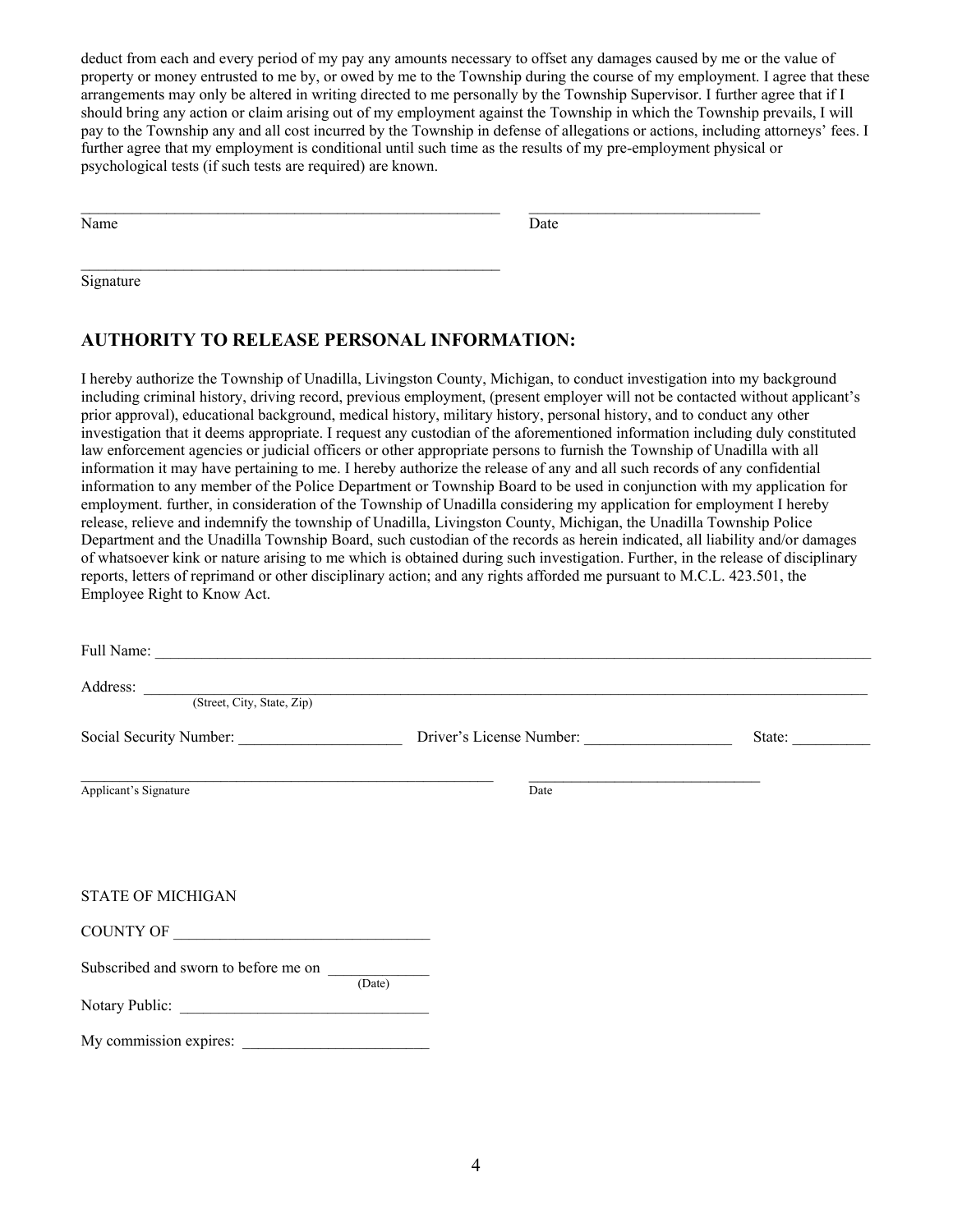deduct from each and every period of my pay any amounts necessary to offset any damages caused by me or the value of property or money entrusted to me by, or owed by me to the Township during the course of my employment. I agree that these arrangements may only be altered in writing directed to me personally by the Township Supervisor. I further agree that if I should bring any action or claim arising out of my employment against the Township in which the Township prevails, I will pay to the Township any and all cost incurred by the Township in defense of allegations or actions, including attorneys' fees. I further agree that my employment is conditional until such time as the results of my pre-employment physical or psychological tests (if such tests are required) are known.

_______________________________________________ _____________________________

Name Date

_______________________________________________

Signature

## AUTHORITY TO RELEASE PERSONAL INFORMATION:

I hereby authorize the Township of Unadilla, Livingston County, Michigan, to conduct investigation into my background including criminal history, driving record, previous employment, (present employer will not be contacted without applicant's prior approval), educational background, medical history, military history, personal history, and to conduct any other investigation that it deems appropriate. I request any custodian of the aforementioned information including duly constituted law enforcement agencies or judicial officers or other appropriate persons to furnish the Township of Unadilla with all information it may have pertaining to me. I hereby authorize the release of any and all such records of any confidential information to any member of the Police Department or Township Board to be used in conjunction with my application for employment. further, in consideration of the Township of Unadilla considering my application for employment I hereby release, relieve and indemnify the township of Unadilla, Livingston County, Michigan, the Unadilla Township Police Department and the Unadilla Township Board, such custodian of the records as herein indicated, all liability and/or damages of whatsoever kink or nature arising to me which is obtained during such investigation. Further, in the release of disciplinary reports, letters of reprimand or other disciplinary action; and any rights afforded me pursuant to M.C.L. 423.501, the Employee Right to Know Act.

Full Name: ____________________________________________________________________________________________

Address: ______________________________________________________________________________________________
(Street, City, State, Zip)

Social Security Number: _____________________ Driver's License Number: ___________________ State: __________

_______________________________________________ _____________________________

Applicant's Signature Date

STATE OF MICHIGAN

COUNTY OF ________________________________

Subscribed and sworn to before me on _____________
(Date)

Notary Public: ________________________________

My commission expires: _______________________